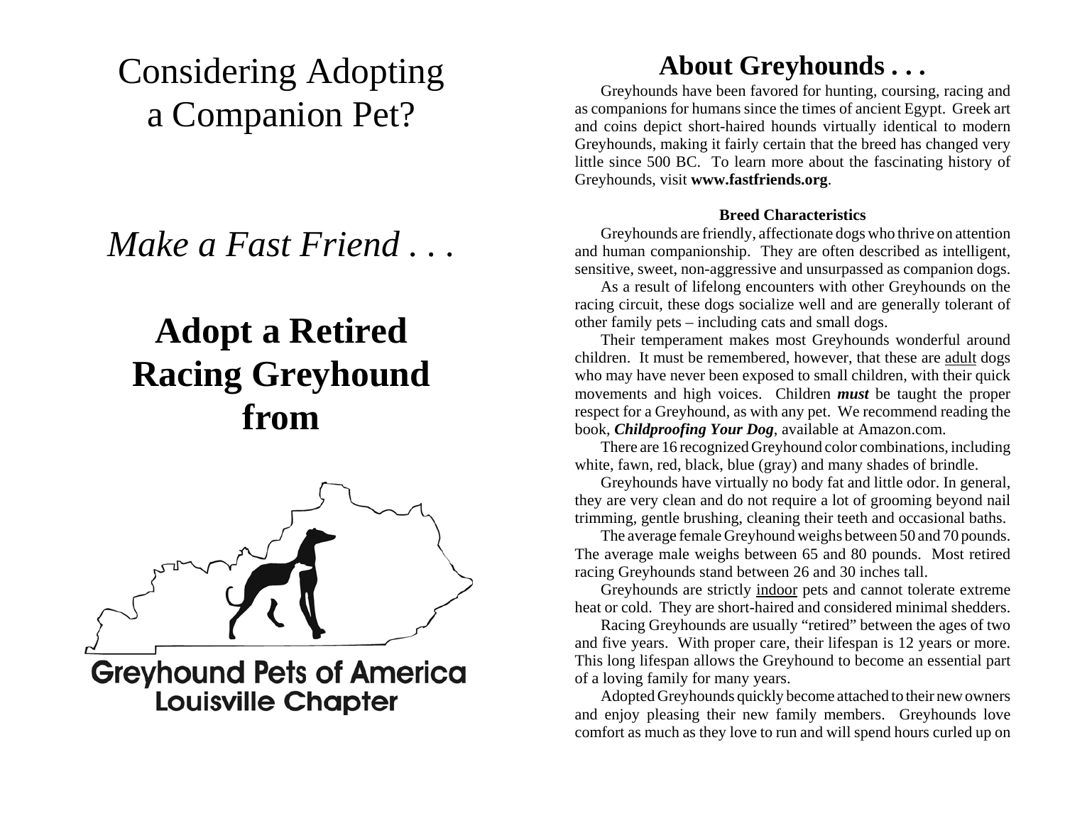# Considering Adopting a Companion Pet?

*Make a Fast Friend . . .*

# Adopt a Retired Racing Greyhound from

**Greyhound Pets of America**
**Louisville Chapter**

## About Greyhounds . . .

Greyhounds have been favored for hunting, coursing, racing and as companions for humans since the times of ancient Egypt. Greek art and coins depict short-haired hounds virtually identical to modern Greyhounds, making it fairly certain that the breed has changed very little since 500 BC. To learn more about the fascinating history of Greyhounds, visit **www.fastfriends.org**.

### Breed Characteristics

Greyhounds are friendly, affectionate dogs who thrive on attention and human companionship. They are often described as intelligent, sensitive, sweet, non-aggressive and unsurpassed as companion dogs.

As a result of lifelong encounters with other Greyhounds on the racing circuit, these dogs socialize well and are generally tolerant of other family pets – including cats and small dogs.

Their temperament makes most Greyhounds wonderful around children. It must be remembered, however, that these are <u>adult</u> dogs who may have never been exposed to small children, with their quick movements and high voices. Children ***must*** be taught the proper respect for a Greyhound, as with any pet. We recommend reading the book, ***Childproofing Your Dog***, available at Amazon.com.

There are 16 recognized Greyhound color combinations, including white, fawn, red, black, blue (gray) and many shades of brindle.

Greyhounds have virtually no body fat and little odor. In general, they are very clean and do not require a lot of grooming beyond nail trimming, gentle brushing, cleaning their teeth and occasional baths.

The average female Greyhound weighs between 50 and 70 pounds. The average male weighs between 65 and 80 pounds. Most retired racing Greyhounds stand between 26 and 30 inches tall.

Greyhounds are strictly <u>indoor</u> pets and cannot tolerate extreme heat or cold. They are short-haired and considered minimal shedders.

Racing Greyhounds are usually "retired" between the ages of two and five years. With proper care, their lifespan is 12 years or more. This long lifespan allows the Greyhound to become an essential part of a loving family for many years.

Adopted Greyhounds quickly become attached to their new owners and enjoy pleasing their new family members. Greyhounds love comfort as much as they love to run and will spend hours curled up on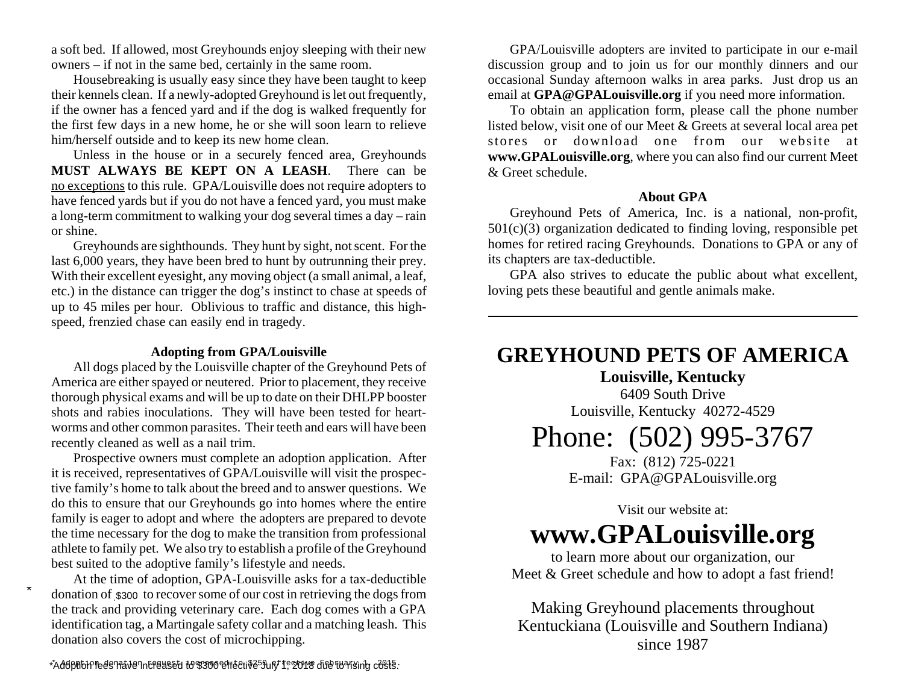a soft bed. If allowed, most Greyhounds enjoy sleeping with their new owners – if not in the same bed, certainly in the same room.

Housebreaking is usually easy since they have been taught to keep their kennels clean. If a newly-adopted Greyhound is let out frequently, if the owner has a fenced yard and if the dog is walked frequently for the first few days in a new home, he or she will soon learn to relieve him/herself outside and to keep its new home clean.

Unless in the house or in a securely fenced area, Greyhounds **MUST ALWAYS BE KEPT ON A LEASH**. There can be no exceptions to this rule. GPA/Louisville does not require adopters to have fenced yards but if you do not have a fenced yard, you must make a long-term commitment to walking your dog several times a day – rain or shine.

Greyhounds are sighthounds. They hunt by sight, not scent. For the last 6,000 years, they have been bred to hunt by outrunning their prey. With their excellent eyesight, any moving object (a small animal, a leaf, etc.) in the distance can trigger the dog's instinct to chase at speeds of up to 45 miles per hour. Oblivious to traffic and distance, this high-speed, frenzied chase can easily end in tragedy.

### Adopting from GPA/Louisville

All dogs placed by the Louisville chapter of the Greyhound Pets of America are either spayed or neutered. Prior to placement, they receive thorough physical exams and will be up to date on their DHLPP booster shots and rabies inoculations. They will have been tested for heartworms and other common parasites. Their teeth and ears will have been recently cleaned as well as a nail trim.

Prospective owners must complete an adoption application. After it is received, representatives of GPA/Louisville will visit the prospective family's home to talk about the breed and to answer questions. We do this to ensure that our Greyhounds go into homes where the entire family is eager to adopt and where the adopters are prepared to devote the time necessary for the dog to make the transition from professional athlete to family pet. We also try to establish a profile of the Greyhound best suited to the adoptive family's lifestyle and needs.

At the time of adoption, GPA-Louisville asks for a tax-deductible donation of $300* to recover some of our cost in retrieving the dogs from the track and providing veterinary care. Each dog comes with a GPA identification tag, a Martingale safety collar and a matching leash. This donation also covers the cost of microchipping.

*Adoption fees have increased to $300 effective July 1, 2018 due to rising costs.

GPA/Louisville adopters are invited to participate in our e-mail discussion group and to join us for our monthly dinners and our occasional Sunday afternoon walks in area parks. Just drop us an email at **GPA@GPALouisville.org** if you need more information.

To obtain an application form, please call the phone number listed below, visit one of our Meet & Greets at several local area pet stores or download one from our website at **www.GPALouisville.org**, where you can also find our current Meet & Greet schedule.

### About GPA

Greyhound Pets of America, Inc. is a national, non-profit, 501(c)(3) organization dedicated to finding loving, responsible pet homes for retired racing Greyhounds. Donations to GPA or any of its chapters are tax-deductible.

GPA also strives to educate the public about what excellent, loving pets these beautiful and gentle animals make.

---

# GREYHOUND PETS OF AMERICA

**Louisville, Kentucky**

6409 South Drive
Louisville, Kentucky 40272-4529

## Phone: (502) 995-3767

Fax: (812) 725-0221
E-mail: GPA@GPALouisville.org

Visit our website at:

## www.GPALouisville.org

to learn more about our organization, our Meet & Greet schedule and how to adopt a fast friend!

Making Greyhound placements throughout Kentuckiana (Louisville and Southern Indiana) since 1987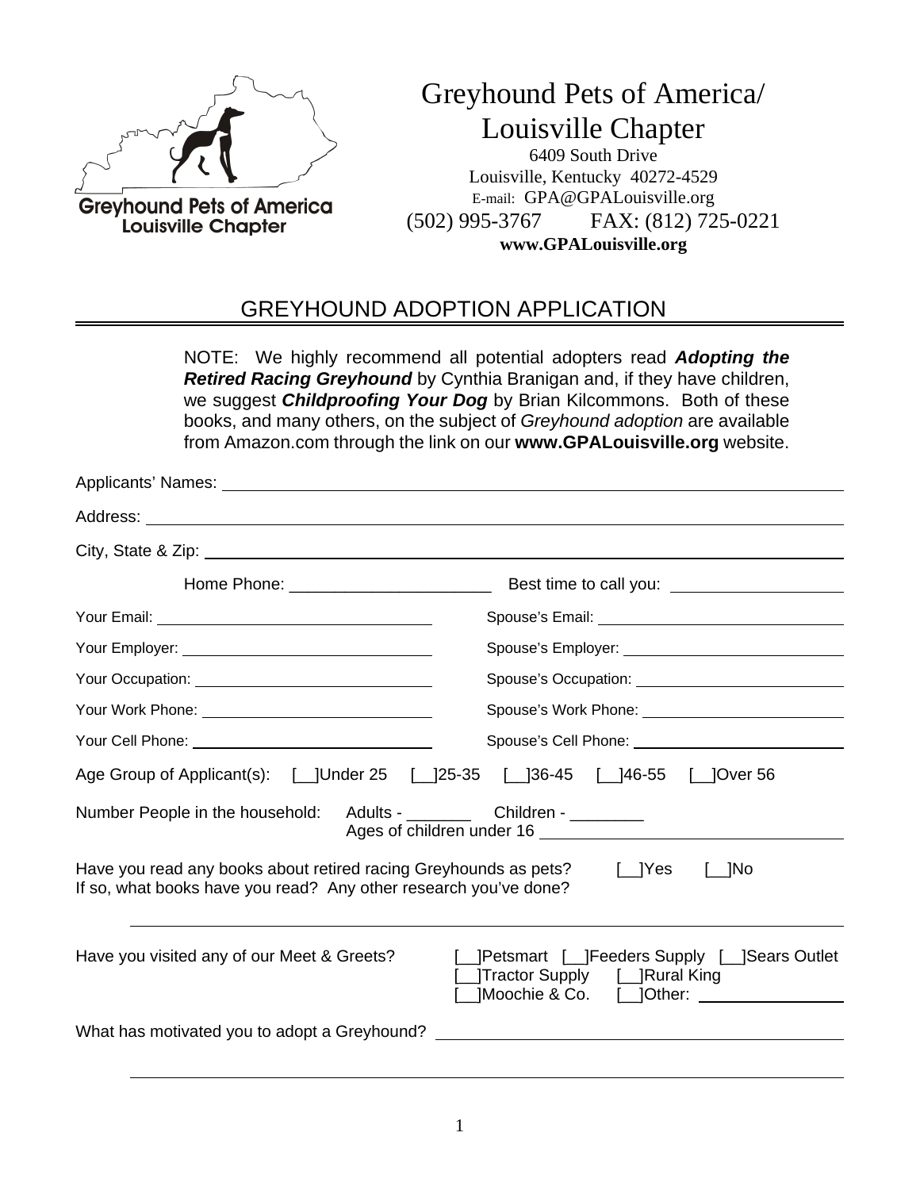# Greyhound Pets of America/ Louisville Chapter

Greyhound Pets of America
Louisville Chapter

6409 South Drive
Louisville, Kentucky 40272-4529
E-mail: GPA@GPALouisville.org
(502) 995-3767 FAX: (812) 725-0221
**www.GPALouisville.org**

## GREYHOUND ADOPTION APPLICATION

NOTE: We highly recommend all potential adopters read ***Adopting the Retired Racing Greyhound*** by Cynthia Branigan and, if they have children, we suggest ***Childproofing Your Dog*** by Brian Kilcommons. Both of these books, and many others, on the subject of *Greyhound adoption* are available from Amazon.com through the link on our **www.GPALouisville.org** website.

Applicants' Names: ______________________________

Address: ______________________________

City, State & Zip: ______________________________

Home Phone: ______________________ Best time to call you: ____________________

Your Email: ______________________ Spouse's Email: ______________________

Your Employer: ______________________ Spouse's Employer: ______________________

Your Occupation: ______________________ Spouse's Occupation: ______________________

Your Work Phone: ______________________ Spouse's Work Phone: ______________________

Your Cell Phone: ______________________ Spouse's Cell Phone: ______________________

Age Group of Applicant(s): [__]Under 25 [__]25-35 [__]36-45 [__]46-55 [__]Over 56

Number People in the household: Adults - _______ Children - ________
Ages of children under 16 ______________________

Have you read any books about retired racing Greyhounds as pets? [__]Yes [__]No
If so, what books have you read? Any other research you've done?

______________________________

Have you visited any of our Meet & Greets? [__]Petsmart [__]Feeders Supply [__]Sears Outlet [__]Tractor Supply [__]Rural King [__]Moochie & Co. [__]Other: ________________

What has motivated you to adopt a Greyhound? ______________________________

______________________________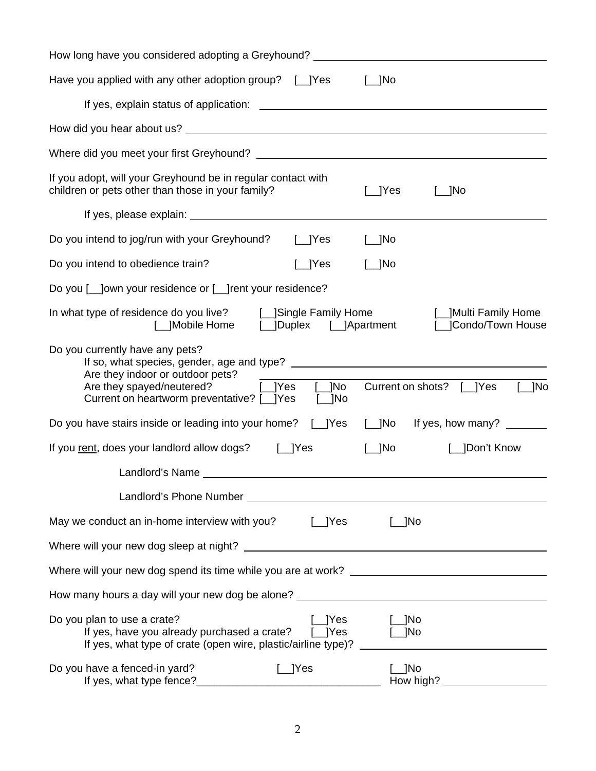How long have you considered adopting a Greyhound? ______________________________

Have you applied with any other adoption group? [__]Yes [__]No

If yes, explain status of application: ______________________________

How did you hear about us? ______________________________

Where did you meet your first Greyhound? ______________________________

If you adopt, will your Greyhound be in regular contact with children or pets other than those in your family? [__]Yes [__]No

If yes, please explain: ______________________________

Do you intend to jog/run with your Greyhound? [__]Yes [__]No

Do you intend to obedience train? [__]Yes [__]No

Do you [__]own your residence or [__]rent your residence?

In what type of residence do you live? [__]Single Family Home [__]Multi Family Home [__]Mobile Home [__]Duplex [__]Apartment [__]Condo/Town House

Do you currently have any pets?

If so, what species, gender, age and type? ______________________________

Are they indoor or outdoor pets? ______________________________

Are they spayed/neutered? [__]Yes [__]No Current on shots? [__]Yes [__]No

Current on heartworm preventative? [__]Yes [__]No

Do you have stairs inside or leading into your home? [__]Yes [__]No If yes, how many? _______

If you <u>rent</u>, does your landlord allow dogs? [__]Yes [__]No [__]Don't Know

Landlord's Name ______________________________

Landlord's Phone Number ______________________________

May we conduct an in-home interview with you? [__]Yes [__]No

Where will your new dog sleep at night? ______________________________

Where will your new dog spend its time while you are at work? ______________________________

How many hours a day will your new dog be alone? ______________________________

Do you plan to use a crate? [__]Yes [__]No

If yes, have you already purchased a crate? [__]Yes [__]No

If yes, what type of crate (open wire, plastic/airline type)? ______________________________

Do you have a fenced-in yard? [__]Yes [__]No

If yes, what type fence?______________________________ How high? ______________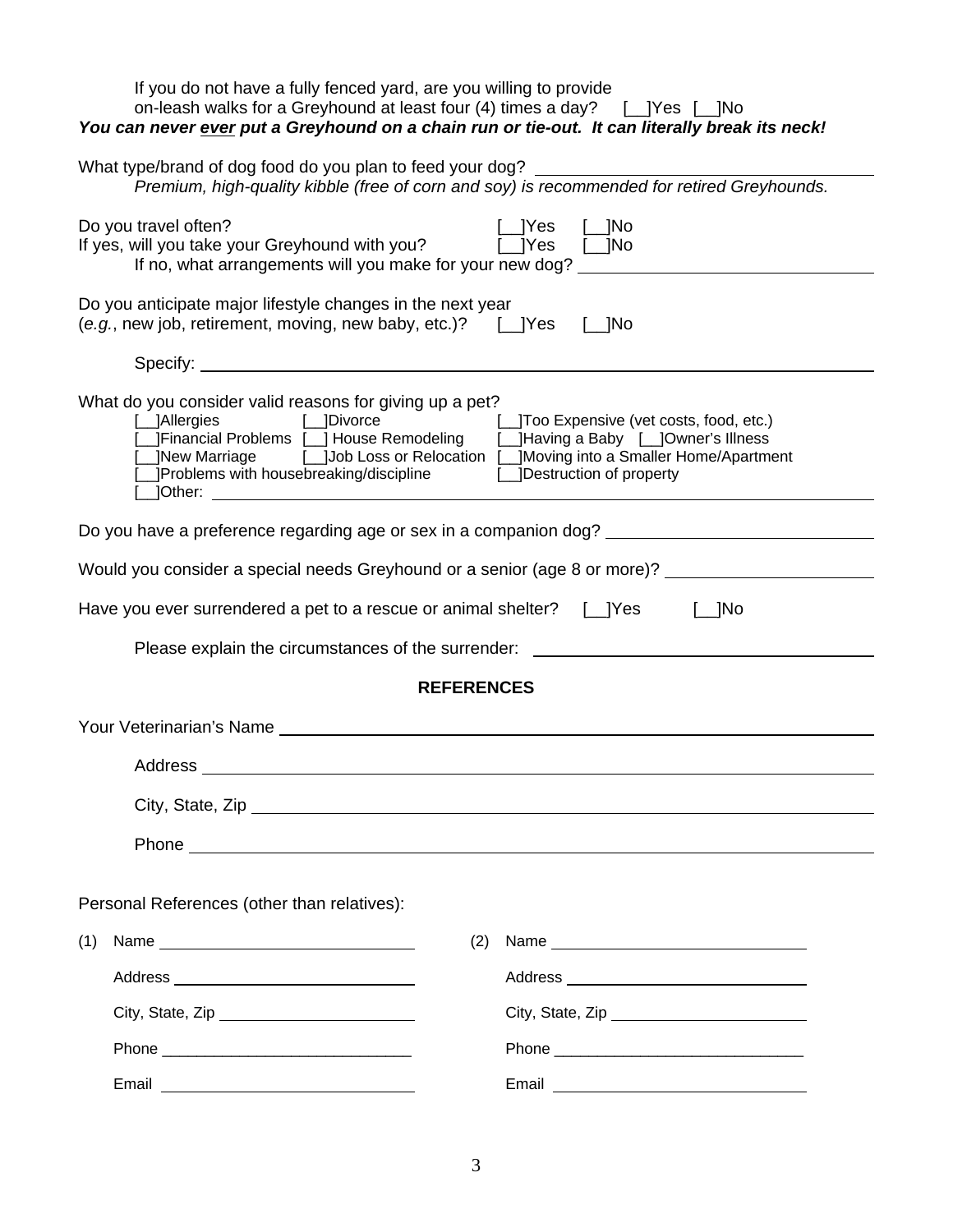If you do not have a fully fenced yard, are you willing to provide on-leash walks for a Greyhound at least four (4) times a day? [__]Yes [__]No

***You can never <u>ever</u> put a Greyhound on a chain run or tie-out. It can literally break its neck!***

What type/brand of dog food do you plan to feed your dog? ______________________

*Premium, high-quality kibble (free of corn and soy) is recommended for retired Greyhounds.*

Do you travel often? [__]Yes [__]No

If yes, will you take your Greyhound with you? [__]Yes [__]No

If no, what arrangements will you make for your new dog? ______________________

Do you anticipate major lifestyle changes in the next year (*e.g.*, new job, retirement, moving, new baby, etc.)? [__]Yes [__]No

Specify: ______________________

What do you consider valid reasons for giving up a pet?

[__]Allergies [__]Divorce [__]Too Expensive (vet costs, food, etc.)
[__]Financial Problems [__] House Remodeling [__]Having a Baby [__]Owner's Illness
[__]New Marriage [__]Job Loss or Relocation [__]Moving into a Smaller Home/Apartment
[__]Problems with housebreaking/discipline [__]Destruction of property
[__]Other: ______________________

Do you have a preference regarding age or sex in a companion dog? ______________________

Would you consider a special needs Greyhound or a senior (age 8 or more)? ______________________

Have you ever surrendered a pet to a rescue or animal shelter? [__]Yes [__]No

Please explain the circumstances of the surrender: ______________________

## REFERENCES

Your Veterinarian's Name ______________________

Address ______________________

City, State, Zip ______________________

Phone ______________________

Personal References (other than relatives):

(1) Name ______________________

Address ______________________

City, State, Zip ______________________

Phone ______________________

Email ______________________

(2) Name ______________________

Address ______________________

City, State, Zip ______________________

Phone ______________________

Email ______________________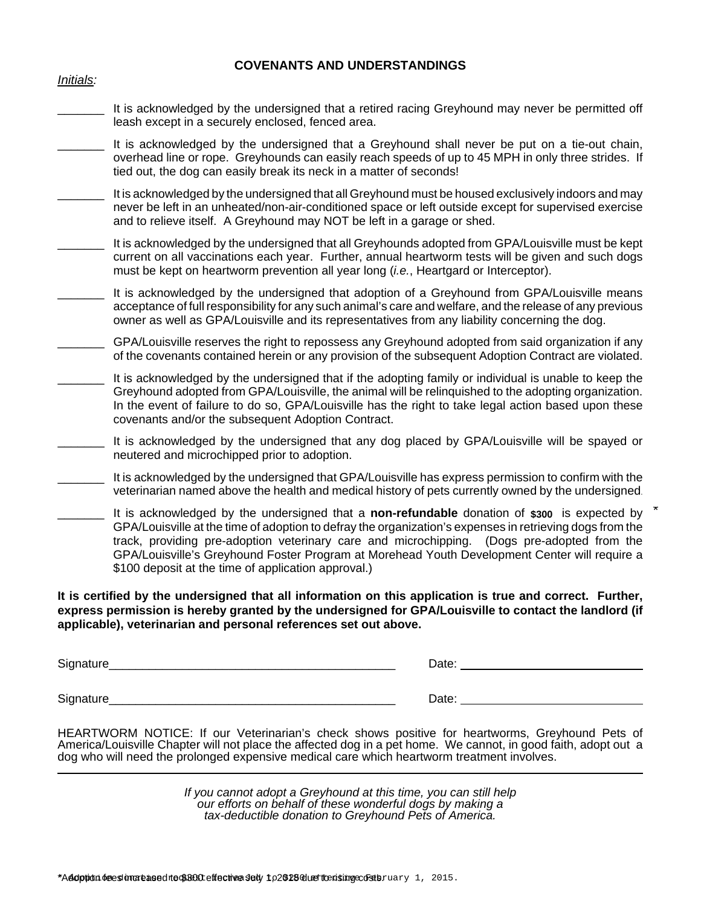## COVENANTS AND UNDERSTANDINGS

*Initials:*

_______ It is acknowledged by the undersigned that a retired racing Greyhound may never be permitted off leash except in a securely enclosed, fenced area.

_______ It is acknowledged by the undersigned that a Greyhound shall never be put on a tie-out chain, overhead line or rope. Greyhounds can easily reach speeds of up to 45 MPH in only three strides. If tied out, the dog can easily break its neck in a matter of seconds!

_______ It is acknowledged by the undersigned that all Greyhound must be housed exclusively indoors and may never be left in an unheated/non-air-conditioned space or left outside except for supervised exercise and to relieve itself. A Greyhound may NOT be left in a garage or shed.

_______ It is acknowledged by the undersigned that all Greyhounds adopted from GPA/Louisville must be kept current on all vaccinations each year. Further, annual heartworm tests will be given and such dogs must be kept on heartworm prevention all year long (*i.e.*, Heartgard or Interceptor).

_______ It is acknowledged by the undersigned that adoption of a Greyhound from GPA/Louisville means acceptance of full responsibility for any such animal's care and welfare, and the release of any previous owner as well as GPA/Louisville and its representatives from any liability concerning the dog.

_______ GPA/Louisville reserves the right to repossess any Greyhound adopted from said organization if any of the covenants contained herein or any provision of the subsequent Adoption Contract are violated.

_______ It is acknowledged by the undersigned that if the adopting family or individual is unable to keep the Greyhound adopted from GPA/Louisville, the animal will be relinquished to the adopting organization. In the event of failure to do so, GPA/Louisville has the right to take legal action based upon these covenants and/or the subsequent Adoption Contract.

_______ It is acknowledged by the undersigned that any dog placed by GPA/Louisville will be spayed or neutered and microchipped prior to adoption.

_______ It is acknowledged by the undersigned that GPA/Louisville has express permission to confirm with the veterinarian named above the health and medical history of pets currently owned by the undersigned.

_______ It is acknowledged by the undersigned that a **non-refundable** donation of **$300** is expected by GPA/Louisville at the time of adoption to defray the organization's expenses in retrieving dogs from the track, providing pre-adoption veterinary care and microchipping. (Dogs pre-adopted from the GPA/Louisville's Greyhound Foster Program at Morehead Youth Development Center will require a $100 deposit at the time of application approval.) *

**It is certified by the undersigned that all information on this application is true and correct. Further, express permission is hereby granted by the undersigned for GPA/Louisville to contact the landlord (if applicable), veterinarian and personal references set out above.**

Signature_____________________________________________ Date: ___________________________

Signature_____________________________________________ Date: ___________________________

HEARTWORM NOTICE: If our Veterinarian's check shows positive for heartworms, Greyhound Pets of America/Louisville Chapter will not place the affected dog in a pet home. We cannot, in good faith, adopt out a dog who will need the prolonged expensive medical care which heartworm treatment involves.

---

*If you cannot adopt a Greyhound at this time, you can still help our efforts on behalf of these wonderful dogs by making a tax-deductible donation to Greyhound Pets of America.*

*Adoption fees increased to $300 effective July 1, 2020 due to rising costs.

*Donation increased to $250 effective February 1, 2015.